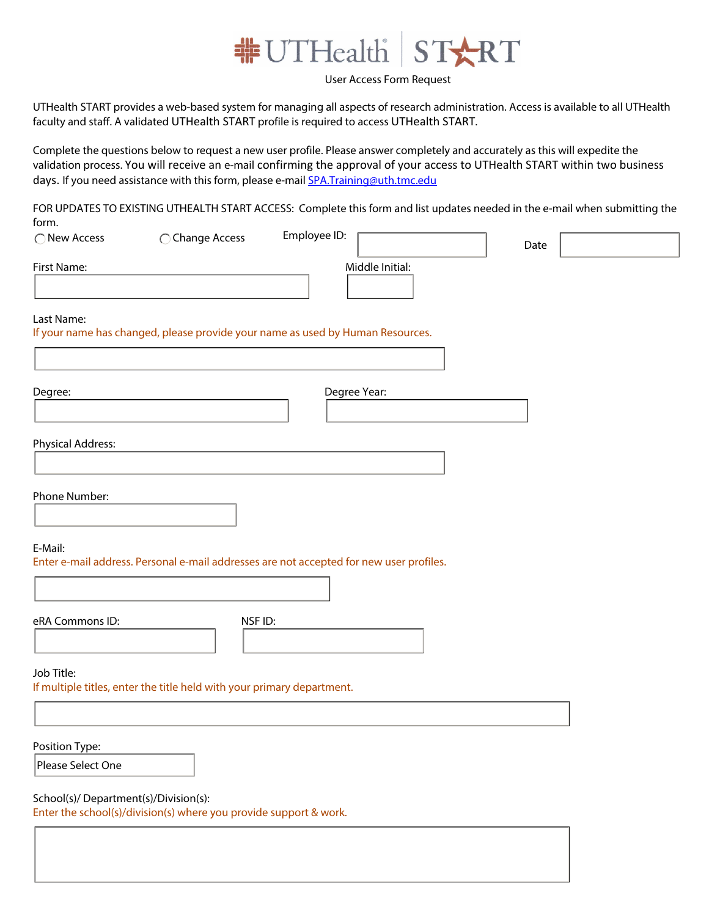# UTHealth | START

User Access Form Request

UTHealth START provides a web-based system for managing all aspects of research administration. Access is available to all UTHealth faculty and staff. A validated UTHealth START profile is required to access UTHealth START.

Complete the questions below to request a new user profile. Please answer completely and accurately as this will expedite the validation process. You will receive an e-mail confirming the approval of your access to UTHealth START within two business days. If you need assistance with this form, please e-mail SPA.Training@uth.tmc.edu

FOR UPDATES TO EXISTING UTHEALTH START ACCESS: Complete this form and list updates needed in the e-mail when submitting the form.

◯ New Access ◯ Change Access Employee ID: Date

First Name: Middle Initial:

Last Name:
If your name has changed, please provide your name as used by Human Resources.

Degree: Degree Year:

Physical Address:

Phone Number:

E-Mail:
Enter e-mail address. Personal e-mail addresses are not accepted for new user profiles.

eRA Commons ID: NSF ID:

Job Title:
If multiple titles, enter the title held with your primary department.

Position Type:
Please Select One

School(s)/ Department(s)/Division(s):
Enter the school(s)/division(s) where you provide support & work.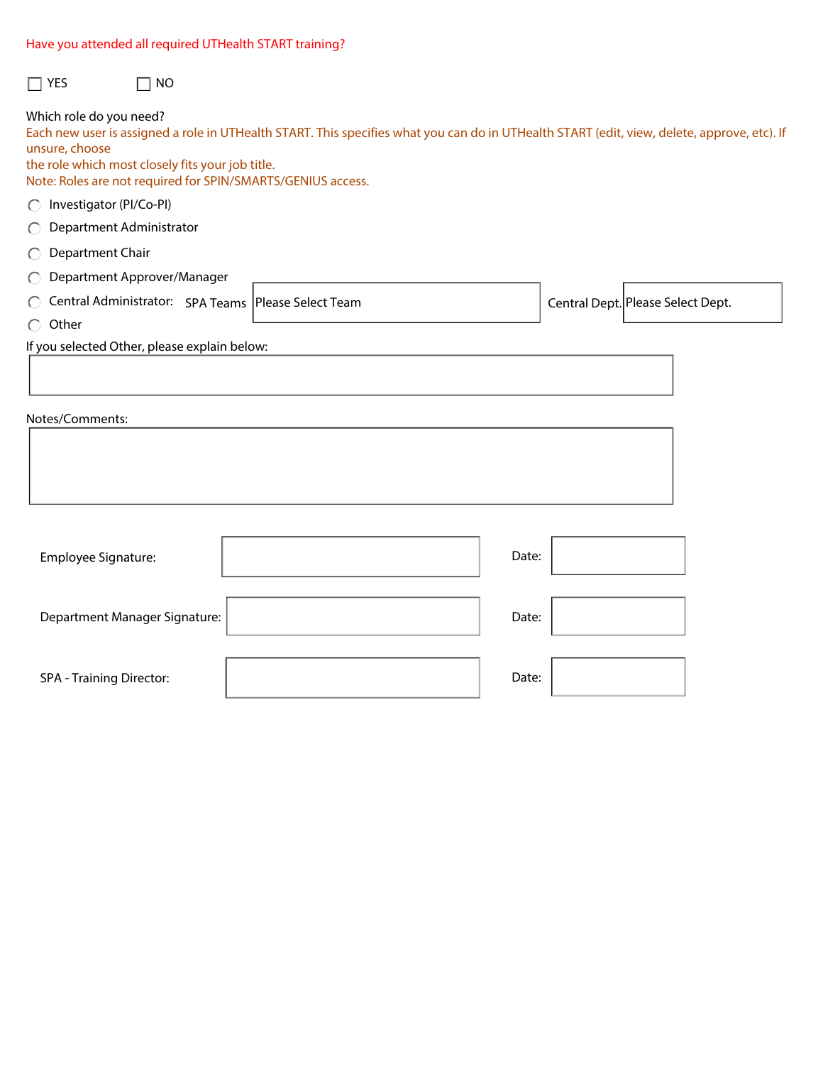Have you attended all required UTHealth START training?

☐ YES ☐ NO

Which role do you need?

Each new user is assigned a role in UTHealth START. This specifies what you can do in UTHealth START (edit, view, delete, approve, etc). If unsure, choose
the role which most closely fits your job title.
Note: Roles are not required for SPIN/SMARTS/GENIUS access.

- ○ Investigator (PI/Co-PI)
- ○ Department Administrator
- ○ Department Chair
- ○ Department Approver/Manager
- ○ Central Administrator: SPA Teams [Please Select Team] Central Dept. [Please Select Dept.]
- ○ Other

If you selected Other, please explain below:

[ ]

Notes/Comments:

[ ]

| | | | |
|---|---|---|---|
| Employee Signature: | | Date: | |
| Department Manager Signature: | | Date: | |
| SPA - Training Director: | | Date: | |